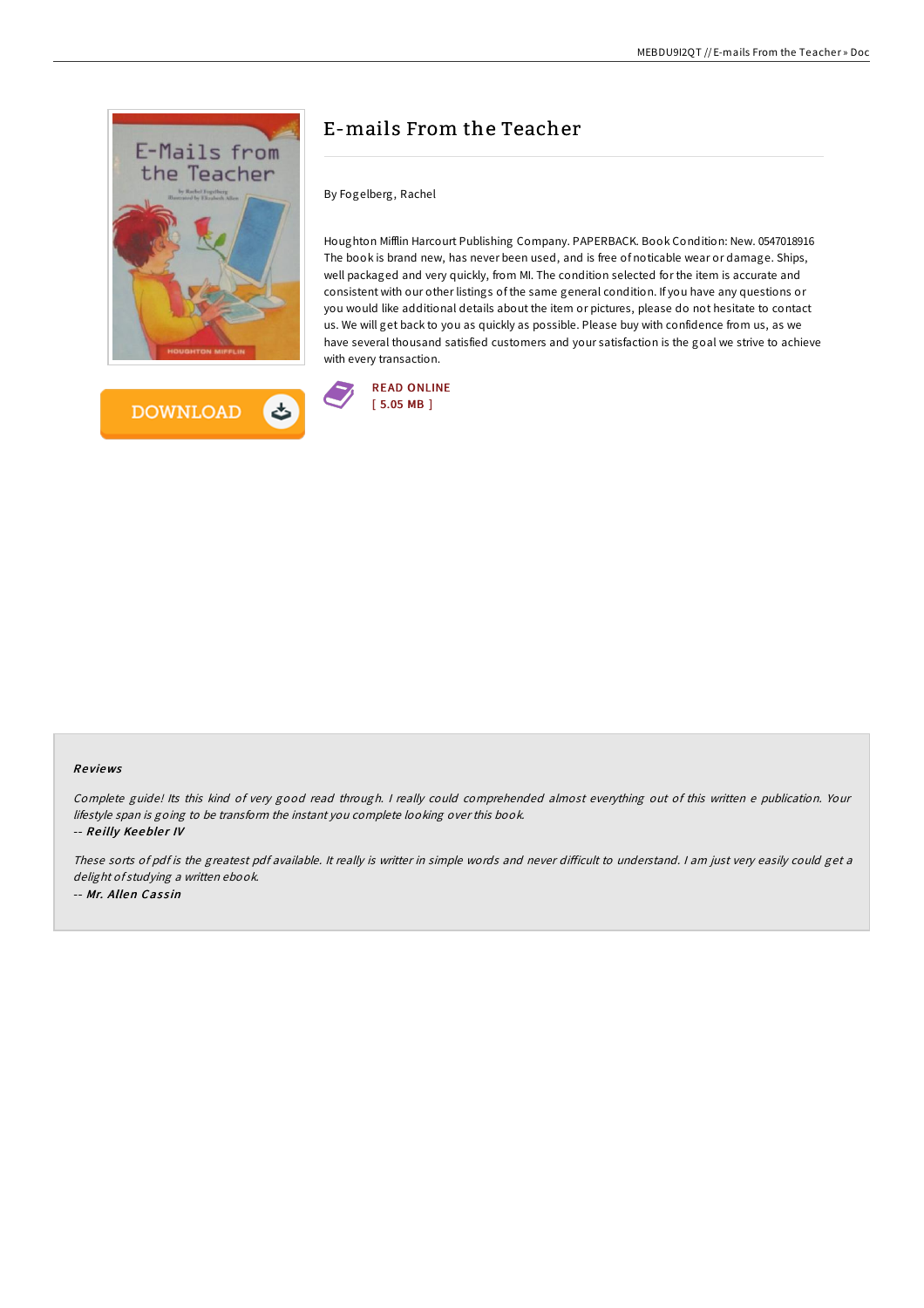# E-mails From the Teacher

By Fogelberg, Rachel

Houghton Mifflin Harcourt Publishing Company. PAPERBACK. Book Condition: New. 0547018916 The book is brand new, has never been used, and is free of noticable wear or damage. Ships, well packaged and very quickly, from MI. The condition selected for the item is accurate and consistent with our other listings of the same general condition. If you have any questions or you would like additional details about the item or pictures, please do not hesitate to contact us. We will get back to you as quickly as possible. Please buy with confidence from us, as we have several thousand satisfied customers and your satisfaction is the goal we strive to achieve with every transaction.

DOWNLOAD

READ ONLINE
[ 5.05 MB ]

## Reviews

*Complete guide! Its this kind of very good read through. I really could comprehended almost everything out of this written e publication. Your lifestyle span is going to be transform the instant you complete looking over this book.*

-- ***Reilly Keebler IV***

*These sorts of pdf is the greatest pdf available. It really is writter in simple words and never difficult to understand. I am just very easily could get a delight of studying a written ebook.*

-- ***Mr. Allen Cassin***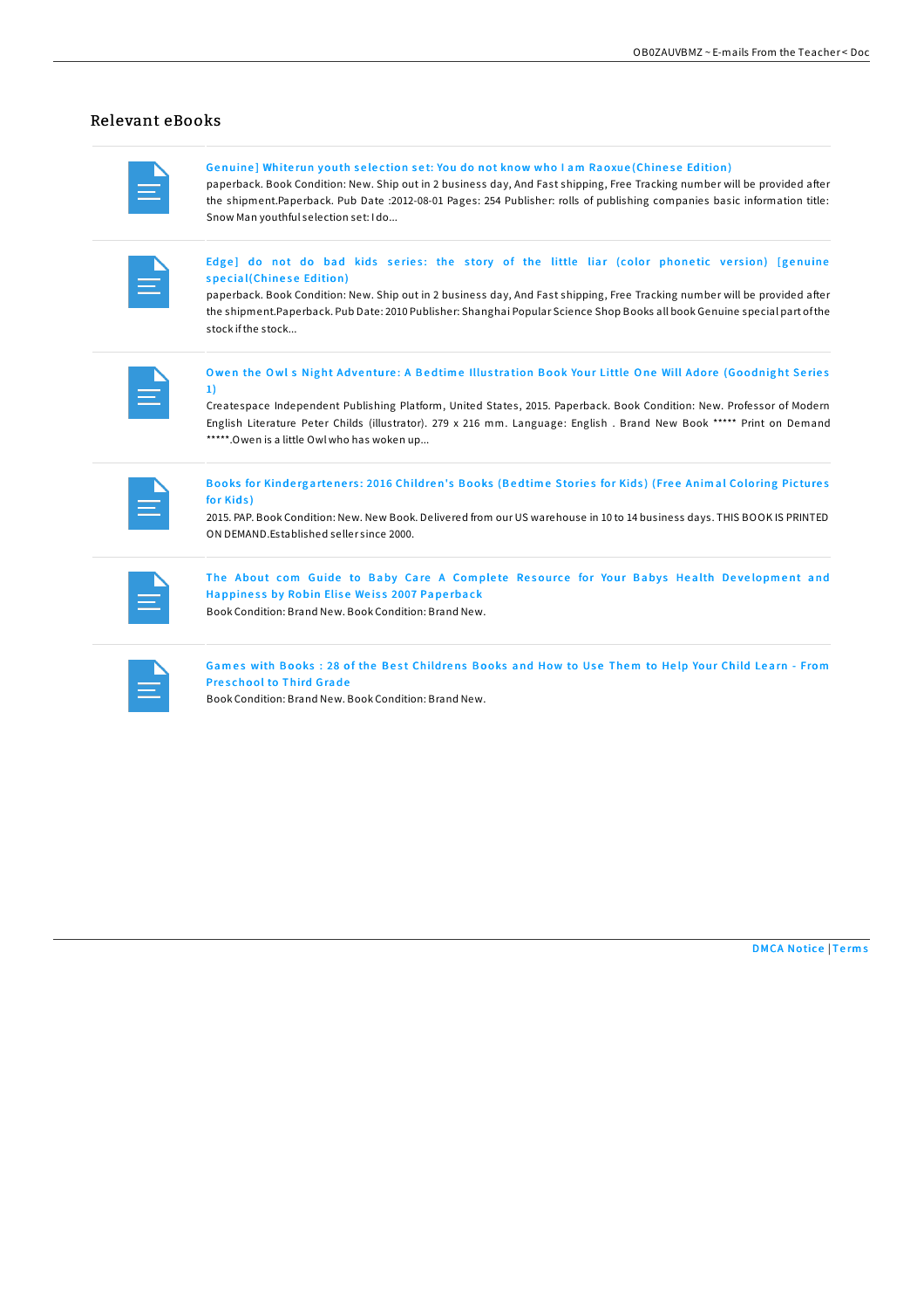## Relevant eBooks

**Genuine] Whiterun youth selection set: You do not know who I am Raoxue(Chinese Edition)**

paperback. Book Condition: New. Ship out in 2 business day, And Fast shipping, Free Tracking number will be provided after the shipment.Paperback. Pub Date :2012-08-01 Pages: 254 Publisher: rolls of publishing companies basic information title: Snow Man youthful selection set: I do...

**Edge] do not do bad kids series: the story of the little liar (color phonetic version) [genuine special(Chinese Edition)**

paperback. Book Condition: New. Ship out in 2 business day, And Fast shipping, Free Tracking number will be provided after the shipment.Paperback. Pub Date: 2010 Publisher: Shanghai Popular Science Shop Books all book Genuine special part of the stock if the stock...

**Owen the Owl s Night Adventure: A Bedtime Illustration Book Your Little One Will Adore (Goodnight Series 1)**

Createspace Independent Publishing Platform, United States, 2015. Paperback. Book Condition: New. Professor of Modern English Literature Peter Childs (illustrator). 279 x 216 mm. Language: English . Brand New Book ***** Print on Demand *****.Owen is a little Owl who has woken up...

**Books for Kindergarteners: 2016 Children's Books (Bedtime Stories for Kids) (Free Animal Coloring Pictures for Kids)**

2015. PAP. Book Condition: New. New Book. Delivered from our US warehouse in 10 to 14 business days. THIS BOOK IS PRINTED ON DEMAND.Established seller since 2000.

**The About com Guide to Baby Care A Complete Resource for Your Babys Health Development and Happiness by Robin Elise Weiss 2007 Paperback**

Book Condition: Brand New. Book Condition: Brand New.

**Games with Books : 28 of the Best Childrens Books and How to Use Them to Help Your Child Learn - From Preschool to Third Grade**

Book Condition: Brand New. Book Condition: Brand New.